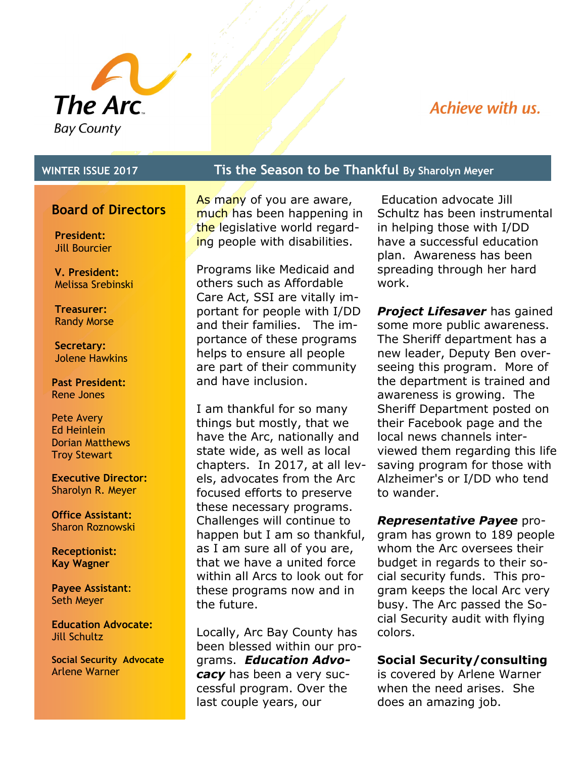# The Arc
Bay County

*Achieve with us.*

**WINTER ISSUE 2017**

## Tis the Season to be Thankful By Sharolyn Meyer

### Board of Directors

**President:**
Jill Bourcier

**V. President:**
Melissa Srebinski

**Treasurer:**
Randy Morse

**Secretary:**
Jolene Hawkins

**Past President:**
Rene Jones

Pete Avery
Ed Heinlein
Dorian Matthews
Troy Stewart

**Executive Director:**
Sharolyn R. Meyer

**Office Assistant:**
Sharon Roznowski

**Receptionist:**
**Kay Wagner**

**Payee Assistant:**
Seth Meyer

**Education Advocate:**
Jill Schultz

**Social Security Advocate**
Arlene Warner

As many of you are aware, much has been happening in the legislative world regarding people with disabilities.

Programs like Medicaid and others such as Affordable Care Act, SSI are vitally important for people with I/DD and their families. The importance of these programs helps to ensure all people are part of their community and have inclusion.

I am thankful for so many things but mostly, that we have the Arc, nationally and state wide, as well as local chapters. In 2017, at all levels, advocates from the Arc focused efforts to preserve these necessary programs. Challenges will continue to happen but I am so thankful, as I am sure all of you are, that we have a united force within all Arcs to look out for these programs now and in the future.

Locally, Arc Bay County has been blessed within our programs. ***Education Advocacy*** has been a very successful program. Over the last couple years, our Education advocate Jill Schultz has been instrumental in helping those with I/DD have a successful education plan. Awareness has been spreading through her hard work.

***Project Lifesaver*** has gained some more public awareness. The Sheriff department has a new leader, Deputy Ben overseeing this program. More of the department is trained and awareness is growing. The Sheriff Department posted on their Facebook page and the local news channels interviewed them regarding this life saving program for those with Alzheimer's or I/DD who tend to wander.

***Representative Payee*** program has grown to 189 people whom the Arc oversees their budget in regards to their social security funds. This program keeps the local Arc very busy. The Arc passed the Social Security audit with flying colors.

**Social Security/consulting** is covered by Arlene Warner when the need arises. She does an amazing job.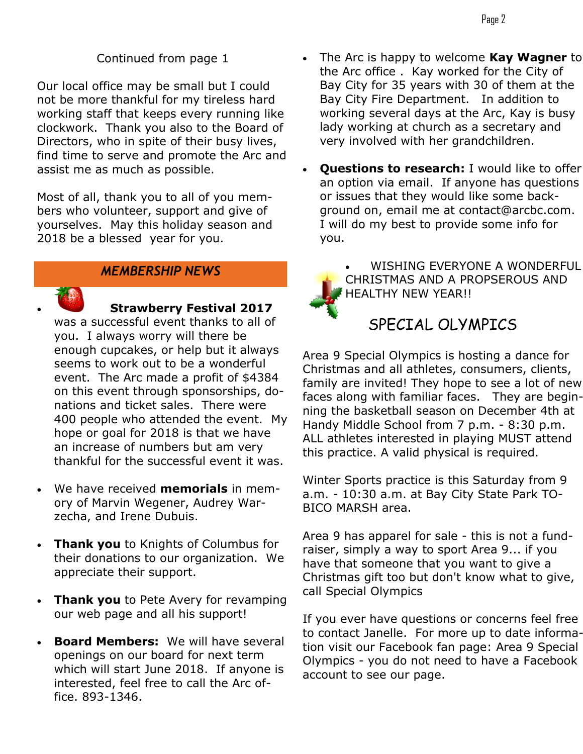Continued from page 1

Our local office may be small but I could not be more thankful for my tireless hard working staff that keeps every running like clockwork. Thank you also to the Board of Directors, who in spite of their busy lives, find time to serve and promote the Arc and assist me as much as possible.

Most of all, thank you to all of you members who volunteer, support and give of yourselves. May this holiday season and 2018 be a blessed year for you.

## *MEMBERSHIP NEWS*

- **Strawberry Festival 2017** was a successful event thanks to all of you. I always worry will there be enough cupcakes, or help but it always seems to work out to be a wonderful event. The Arc made a profit of $4384 on this event through sponsorships, donations and ticket sales. There were 400 people who attended the event. My hope or goal for 2018 is that we have an increase of numbers but am very thankful for the successful event it was.

- We have received **memorials** in memory of Marvin Wegener, Audrey Warzecha, and Irene Dubuis.

- **Thank you** to Knights of Columbus for their donations to our organization. We appreciate their support.

- **Thank you** to Pete Avery for revamping our web page and all his support!

- **Board Members:** We will have several openings on our board for next term which will start June 2018. If anyone is interested, feel free to call the Arc office. 893-1346.

- The Arc is happy to welcome **Kay Wagner** to the Arc office . Kay worked for the City of Bay City for 35 years with 30 of them at the Bay City Fire Department. In addition to working several days at the Arc, Kay is busy lady working at church as a secretary and very involved with her grandchildren.

- **Questions to research:** I would like to offer an option via email. If anyone has questions or issues that they would like some background on, email me at contact@arcbc.com. I will do my best to provide some info for you.

- WISHING EVERYONE A WONDERFUL CHRISTMAS AND A PROPSEROUS AND HEALTHY NEW YEAR!!

## SPECIAL OLYMPICS

Area 9 Special Olympics is hosting a dance for Christmas and all athletes, consumers, clients, family are invited! They hope to see a lot of new faces along with familiar faces. They are beginning the basketball season on December 4th at Handy Middle School from 7 p.m. - 8:30 p.m. ALL athletes interested in playing MUST attend this practice. A valid physical is required.

Winter Sports practice is this Saturday from 9 a.m. - 10:30 a.m. at Bay City State Park TOBICO MARSH area.

Area 9 has apparel for sale - this is not a fundraiser, simply a way to sport Area 9... if you have that someone that you want to give a Christmas gift too but don't know what to give, call Special Olympics

If you ever have questions or concerns feel free to contact Janelle. For more up to date information visit our Facebook fan page: Area 9 Special Olympics - you do not need to have a Facebook account to see our page.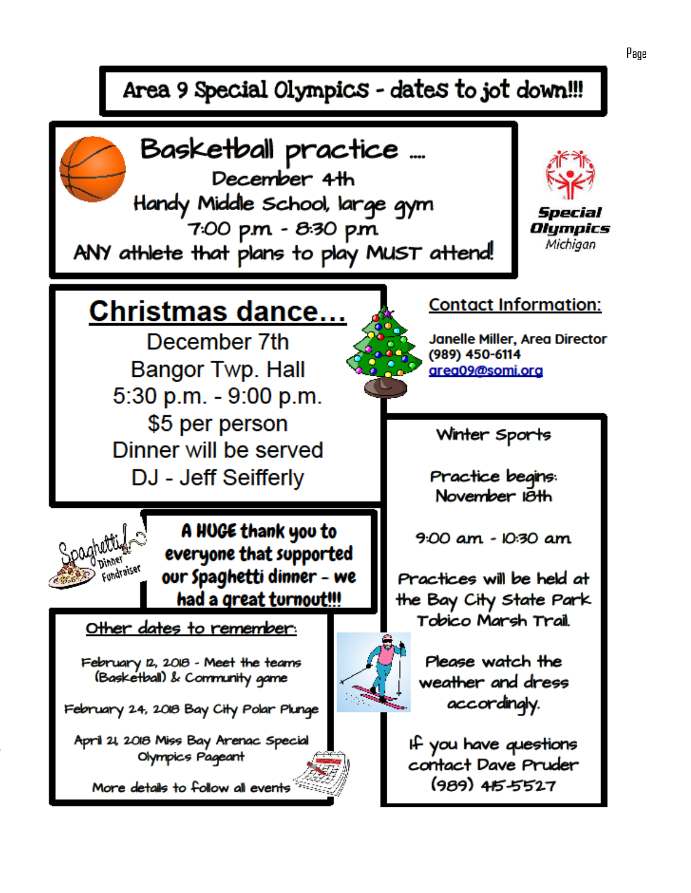# Area 9 Special Olympics - dates to jot down!!!

## Basketball practice ....

December 4th

Handy Middle School, large gym

7:00 p.m - 8:30 p.m

ANY athlete that plans to play MUST attend!

Special Olympics Michigan

## Christmas dance…

December 7th

Bangor Twp. Hall

5:30 p.m. - 9:00 p.m.

$5 per person

Dinner will be served

DJ - Jeff Seifferly

### Contact Information:

Janelle Miller, Area Director
(989) 450-6114
area09@somi.org

Spaghetti Dinner Fundraiser

**A HUGE thank you to everyone that supported our Spaghetti dinner - we had a great turnout!!!**

### Winter Sports

Practice begins:
November 18th

9:00 am - 10:30 am

Practices will be held at the Bay City State Park Tobico Marsh Trail.

Please watch the weather and dress accordingly.

If you have questions contact Dave Pruder
(989) 415-5527

### Other dates to remember:

February 12, 2018 - Meet the teams (Basketball) & Community game

February 24, 2018 Bay City Polar Plunge

April 21, 2018 Miss Bay Arenac Special Olympics Pageant

More details to follow all events